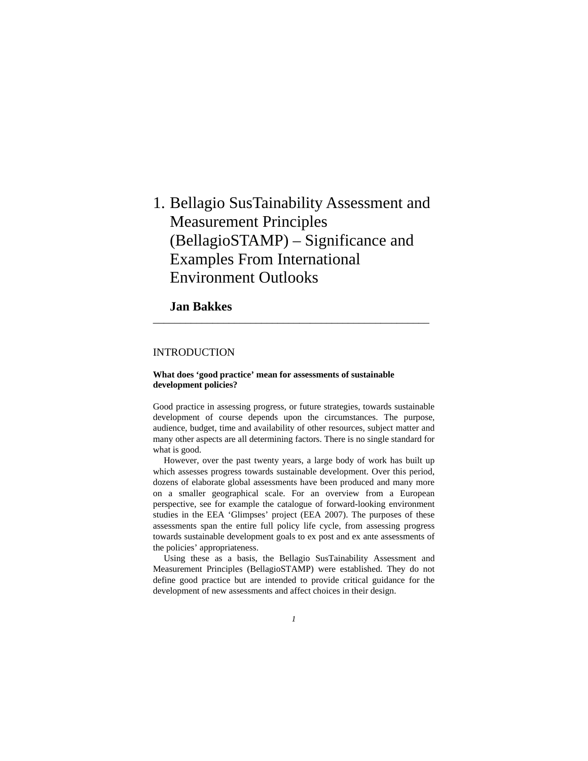# 1. Bellagio SusTainability Assessment and Measurement Principles (BellagioSTAMP) – Significance and Examples From International Environment Outlooks

**Jan Bakkes**

## INTRODUCTION

### What does 'good practice' mean for assessments of sustainable development policies?

Good practice in assessing progress, or future strategies, towards sustainable development of course depends upon the circumstances. The purpose, audience, budget, time and availability of other resources, subject matter and many other aspects are all determining factors. There is no single standard for what is good.

However, over the past twenty years, a large body of work has built up which assesses progress towards sustainable development. Over this period, dozens of elaborate global assessments have been produced and many more on a smaller geographical scale. For an overview from a European perspective, see for example the catalogue of forward-looking environment studies in the EEA 'Glimpses' project (EEA 2007). The purposes of these assessments span the entire full policy life cycle, from assessing progress towards sustainable development goals to ex post and ex ante assessments of the policies' appropriateness.

Using these as a basis, the Bellagio SusTainability Assessment and Measurement Principles (BellagioSTAMP) were established. They do not define good practice but are intended to provide critical guidance for the development of new assessments and affect choices in their design.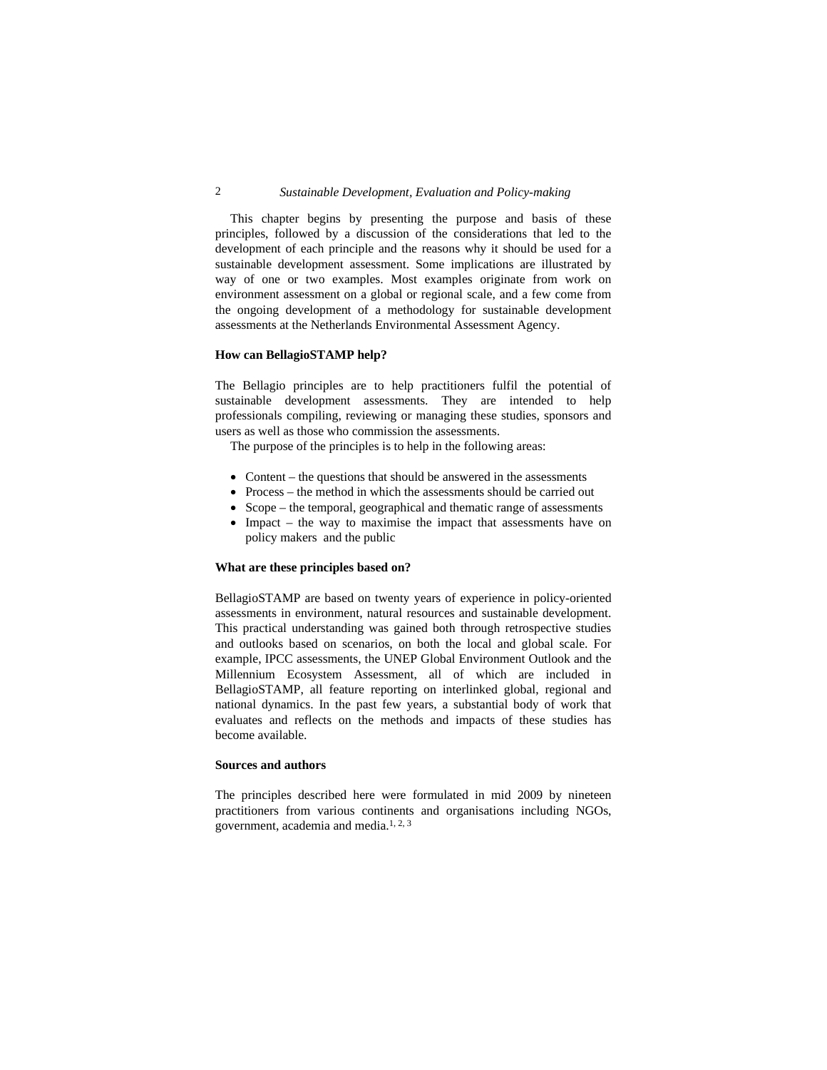This chapter begins by presenting the purpose and basis of these principles, followed by a discussion of the considerations that led to the development of each principle and the reasons why it should be used for a sustainable development assessment. Some implications are illustrated by way of one or two examples. Most examples originate from work on environment assessment on a global or regional scale, and a few come from the ongoing development of a methodology for sustainable development assessments at the Netherlands Environmental Assessment Agency.

**How can BellagioSTAMP help?**

The Bellagio principles are to help practitioners fulfil the potential of sustainable development assessments. They are intended to help professionals compiling, reviewing or managing these studies, sponsors and users as well as those who commission the assessments.

The purpose of the principles is to help in the following areas:

- Content – the questions that should be answered in the assessments
- Process – the method in which the assessments should be carried out
- Scope – the temporal, geographical and thematic range of assessments
- Impact – the way to maximise the impact that assessments have on policy makers and the public

**What are these principles based on?**

BellagioSTAMP are based on twenty years of experience in policy-oriented assessments in environment, natural resources and sustainable development. This practical understanding was gained both through retrospective studies and outlooks based on scenarios, on both the local and global scale. For example, IPCC assessments, the UNEP Global Environment Outlook and the Millennium Ecosystem Assessment, all of which are included in BellagioSTAMP, all feature reporting on interlinked global, regional and national dynamics. In the past few years, a substantial body of work that evaluates and reflects on the methods and impacts of these studies has become available.

**Sources and authors**

The principles described here were formulated in mid 2009 by nineteen practitioners from various continents and organisations including NGOs, government, academia and media.[1, 2, 3]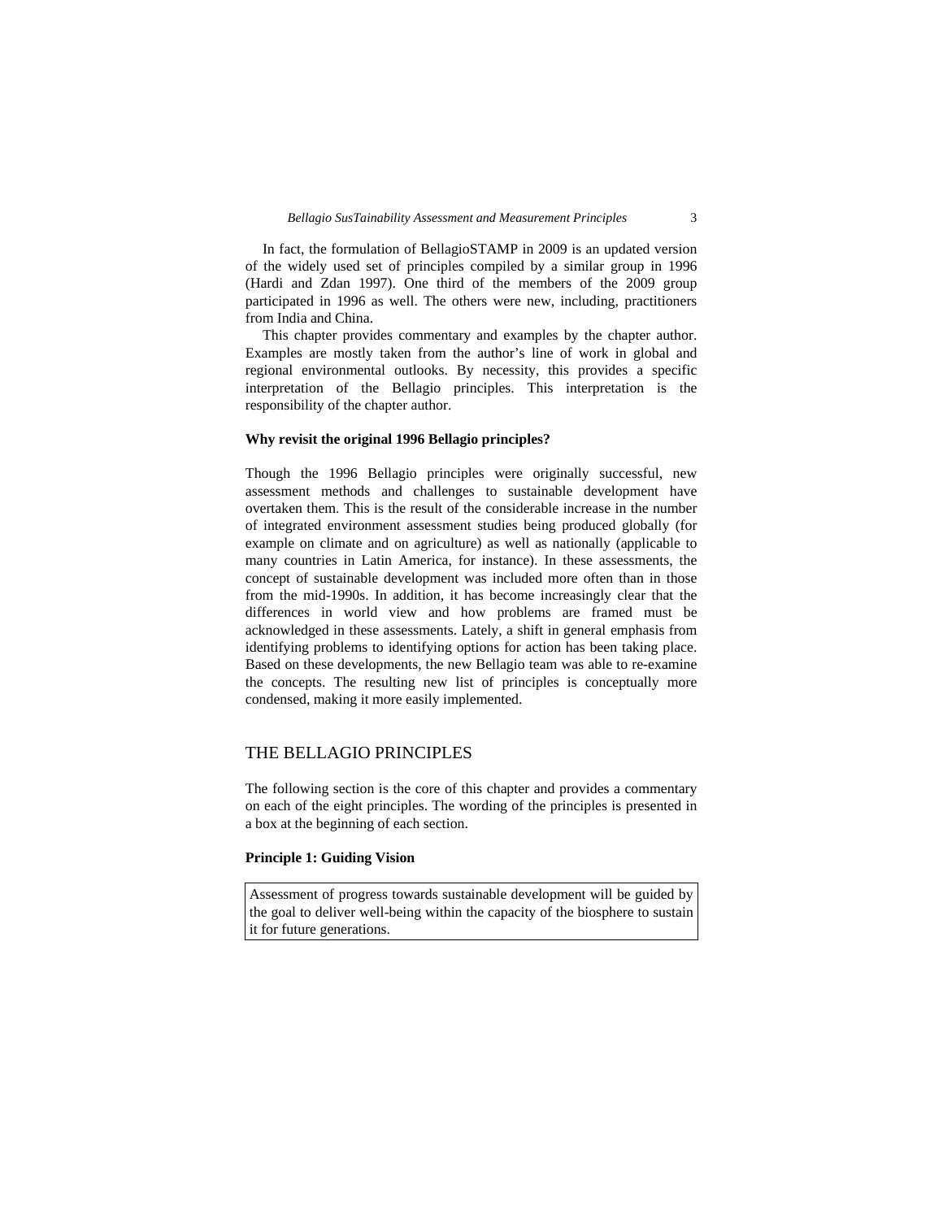In fact, the formulation of BellagioSTAMP in 2009 is an updated version of the widely used set of principles compiled by a similar group in 1996 (Hardi and Zdan 1997). One third of the members of the 2009 group participated in 1996 as well. The others were new, including, practitioners from India and China.

This chapter provides commentary and examples by the chapter author. Examples are mostly taken from the author's line of work in global and regional environmental outlooks. By necessity, this provides a specific interpretation of the Bellagio principles. This interpretation is the responsibility of the chapter author.

**Why revisit the original 1996 Bellagio principles?**

Though the 1996 Bellagio principles were originally successful, new assessment methods and challenges to sustainable development have overtaken them. This is the result of the considerable increase in the number of integrated environment assessment studies being produced globally (for example on climate and on agriculture) as well as nationally (applicable to many countries in Latin America, for instance). In these assessments, the concept of sustainable development was included more often than in those from the mid-1990s. In addition, it has become increasingly clear that the differences in world view and how problems are framed must be acknowledged in these assessments. Lately, a shift in general emphasis from identifying problems to identifying options for action has been taking place. Based on these developments, the new Bellagio team was able to re-examine the concepts. The resulting new list of principles is conceptually more condensed, making it more easily implemented.

## THE BELLAGIO PRINCIPLES

The following section is the core of this chapter and provides a commentary on each of the eight principles. The wording of the principles is presented in a box at the beginning of each section.

**Principle 1: Guiding Vision**

> Assessment of progress towards sustainable development will be guided by the goal to deliver well-being within the capacity of the biosphere to sustain it for future generations.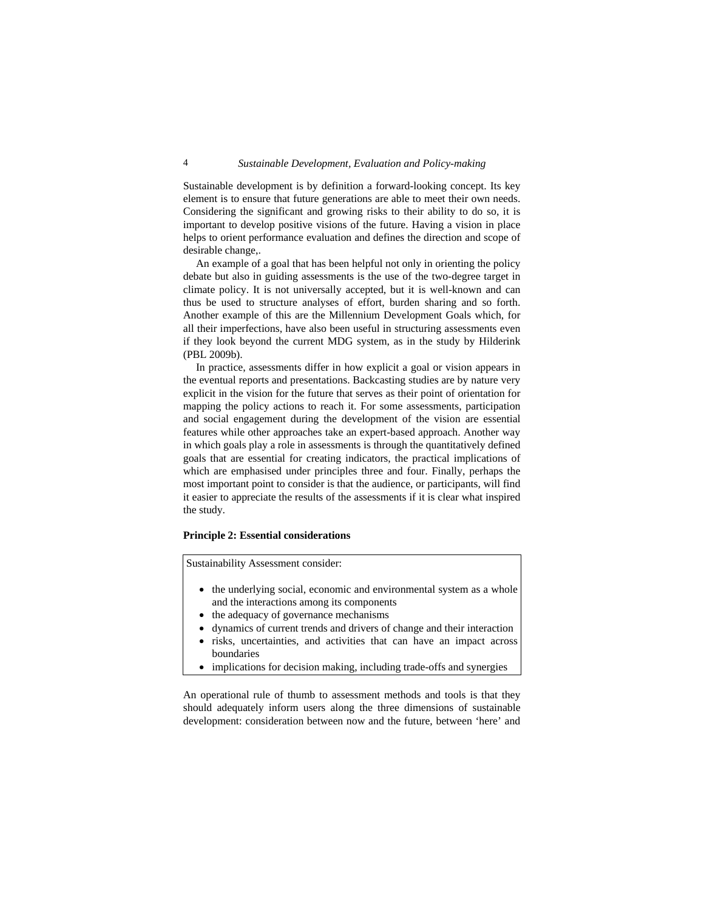Sustainable development is by definition a forward-looking concept. Its key element is to ensure that future generations are able to meet their own needs. Considering the significant and growing risks to their ability to do so, it is important to develop positive visions of the future. Having a vision in place helps to orient performance evaluation and defines the direction and scope of desirable change,.

An example of a goal that has been helpful not only in orienting the policy debate but also in guiding assessments is the use of the two-degree target in climate policy. It is not universally accepted, but it is well-known and can thus be used to structure analyses of effort, burden sharing and so forth. Another example of this are the Millennium Development Goals which, for all their imperfections, have also been useful in structuring assessments even if they look beyond the current MDG system, as in the study by Hilderink (PBL 2009b).

In practice, assessments differ in how explicit a goal or vision appears in the eventual reports and presentations. Backcasting studies are by nature very explicit in the vision for the future that serves as their point of orientation for mapping the policy actions to reach it. For some assessments, participation and social engagement during the development of the vision are essential features while other approaches take an expert-based approach. Another way in which goals play a role in assessments is through the quantitatively defined goals that are essential for creating indicators, the practical implications of which are emphasised under principles three and four. Finally, perhaps the most important point to consider is that the audience, or participants, will find it easier to appreciate the results of the assessments if it is clear what inspired the study.

**Principle 2: Essential considerations**

Sustainability Assessment consider:

- the underlying social, economic and environmental system as a whole and the interactions among its components
- the adequacy of governance mechanisms
- dynamics of current trends and drivers of change and their interaction
- risks, uncertainties, and activities that can have an impact across boundaries
- implications for decision making, including trade-offs and synergies

An operational rule of thumb to assessment methods and tools is that they should adequately inform users along the three dimensions of sustainable development: consideration between now and the future, between 'here' and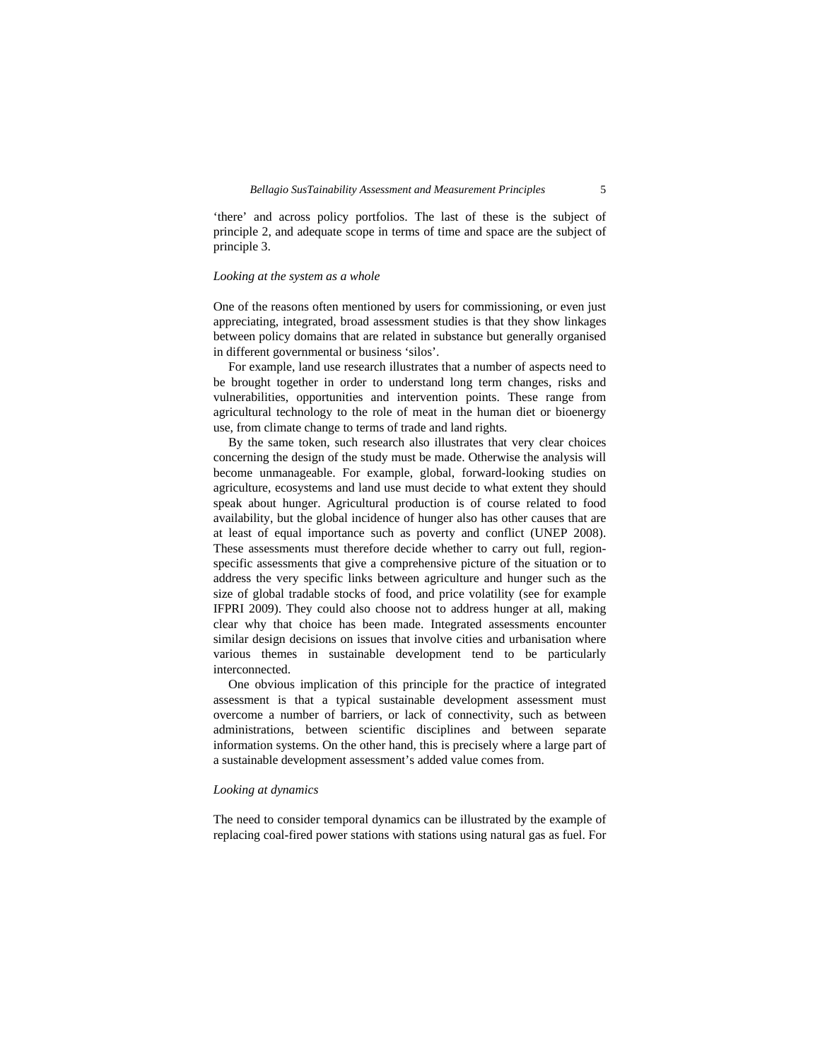'there' and across policy portfolios. The last of these is the subject of principle 2, and adequate scope in terms of time and space are the subject of principle 3.

*Looking at the system as a whole*

One of the reasons often mentioned by users for commissioning, or even just appreciating, integrated, broad assessment studies is that they show linkages between policy domains that are related in substance but generally organised in different governmental or business 'silos'.

For example, land use research illustrates that a number of aspects need to be brought together in order to understand long term changes, risks and vulnerabilities, opportunities and intervention points. These range from agricultural technology to the role of meat in the human diet or bioenergy use, from climate change to terms of trade and land rights.

By the same token, such research also illustrates that very clear choices concerning the design of the study must be made. Otherwise the analysis will become unmanageable. For example, global, forward-looking studies on agriculture, ecosystems and land use must decide to what extent they should speak about hunger. Agricultural production is of course related to food availability, but the global incidence of hunger also has other causes that are at least of equal importance such as poverty and conflict (UNEP 2008). These assessments must therefore decide whether to carry out full, region-specific assessments that give a comprehensive picture of the situation or to address the very specific links between agriculture and hunger such as the size of global tradable stocks of food, and price volatility (see for example IFPRI 2009). They could also choose not to address hunger at all, making clear why that choice has been made. Integrated assessments encounter similar design decisions on issues that involve cities and urbanisation where various themes in sustainable development tend to be particularly interconnected.

One obvious implication of this principle for the practice of integrated assessment is that a typical sustainable development assessment must overcome a number of barriers, or lack of connectivity, such as between administrations, between scientific disciplines and between separate information systems. On the other hand, this is precisely where a large part of a sustainable development assessment's added value comes from.

*Looking at dynamics*

The need to consider temporal dynamics can be illustrated by the example of replacing coal-fired power stations with stations using natural gas as fuel. For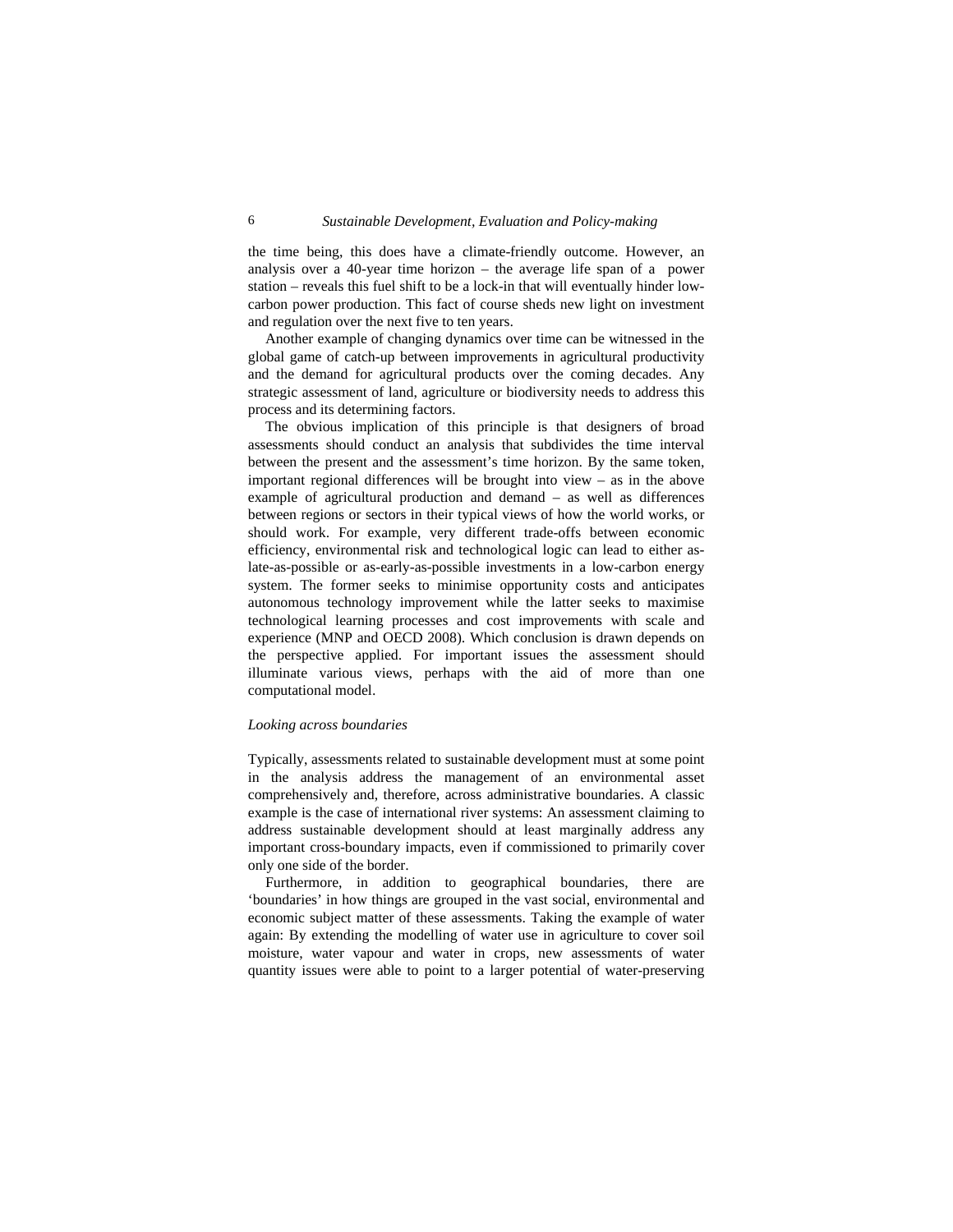the time being, this does have a climate-friendly outcome. However, an analysis over a 40-year time horizon – the average life span of a power station – reveals this fuel shift to be a lock-in that will eventually hinder low-carbon power production. This fact of course sheds new light on investment and regulation over the next five to ten years.

Another example of changing dynamics over time can be witnessed in the global game of catch-up between improvements in agricultural productivity and the demand for agricultural products over the coming decades. Any strategic assessment of land, agriculture or biodiversity needs to address this process and its determining factors.

The obvious implication of this principle is that designers of broad assessments should conduct an analysis that subdivides the time interval between the present and the assessment's time horizon. By the same token, important regional differences will be brought into view – as in the above example of agricultural production and demand – as well as differences between regions or sectors in their typical views of how the world works, or should work. For example, very different trade-offs between economic efficiency, environmental risk and technological logic can lead to either as-late-as-possible or as-early-as-possible investments in a low-carbon energy system. The former seeks to minimise opportunity costs and anticipates autonomous technology improvement while the latter seeks to maximise technological learning processes and cost improvements with scale and experience (MNP and OECD 2008). Which conclusion is drawn depends on the perspective applied. For important issues the assessment should illuminate various views, perhaps with the aid of more than one computational model.

*Looking across boundaries*

Typically, assessments related to sustainable development must at some point in the analysis address the management of an environmental asset comprehensively and, therefore, across administrative boundaries. A classic example is the case of international river systems: An assessment claiming to address sustainable development should at least marginally address any important cross-boundary impacts, even if commissioned to primarily cover only one side of the border.

Furthermore, in addition to geographical boundaries, there are 'boundaries' in how things are grouped in the vast social, environmental and economic subject matter of these assessments. Taking the example of water again: By extending the modelling of water use in agriculture to cover soil moisture, water vapour and water in crops, new assessments of water quantity issues were able to point to a larger potential of water-preserving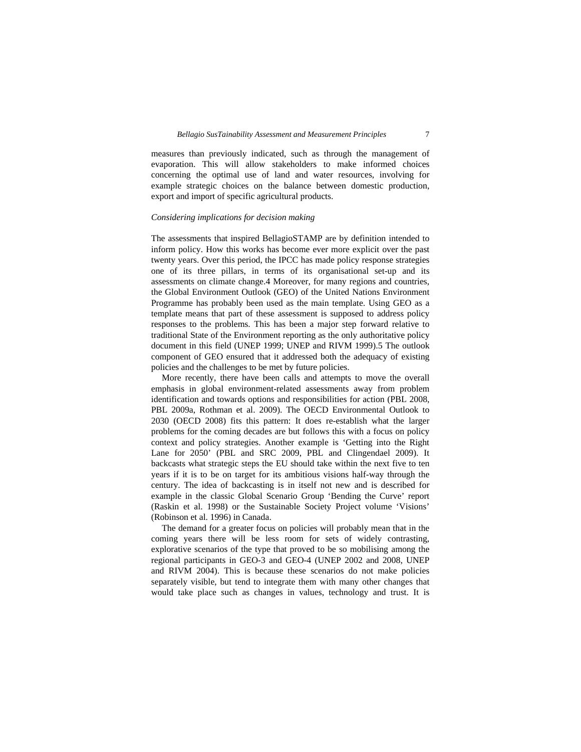measures than previously indicated, such as through the management of evaporation. This will allow stakeholders to make informed choices concerning the optimal use of land and water resources, involving for example strategic choices on the balance between domestic production, export and import of specific agricultural products.

### *Considering implications for decision making*

The assessments that inspired BellagioSTAMP are by definition intended to inform policy. How this works has become ever more explicit over the past twenty years. Over this period, the IPCC has made policy response strategies one of its three pillars, in terms of its organisational set-up and its assessments on climate change.4 Moreover, for many regions and countries, the Global Environment Outlook (GEO) of the United Nations Environment Programme has probably been used as the main template. Using GEO as a template means that part of these assessment is supposed to address policy responses to the problems. This has been a major step forward relative to traditional State of the Environment reporting as the only authoritative policy document in this field (UNEP 1999; UNEP and RIVM 1999).5 The outlook component of GEO ensured that it addressed both the adequacy of existing policies and the challenges to be met by future policies.

More recently, there have been calls and attempts to move the overall emphasis in global environment-related assessments away from problem identification and towards options and responsibilities for action (PBL 2008, PBL 2009a, Rothman et al. 2009). The OECD Environmental Outlook to 2030 (OECD 2008) fits this pattern: It does re-establish what the larger problems for the coming decades are but follows this with a focus on policy context and policy strategies. Another example is 'Getting into the Right Lane for 2050' (PBL and SRC 2009, PBL and Clingendael 2009). It backcasts what strategic steps the EU should take within the next five to ten years if it is to be on target for its ambitious visions half-way through the century. The idea of backcasting is in itself not new and is described for example in the classic Global Scenario Group 'Bending the Curve' report (Raskin et al. 1998) or the Sustainable Society Project volume 'Visions' (Robinson et al. 1996) in Canada.

The demand for a greater focus on policies will probably mean that in the coming years there will be less room for sets of widely contrasting, explorative scenarios of the type that proved to be so mobilising among the regional participants in GEO-3 and GEO-4 (UNEP 2002 and 2008, UNEP and RIVM 2004). This is because these scenarios do not make policies separately visible, but tend to integrate them with many other changes that would take place such as changes in values, technology and trust. It is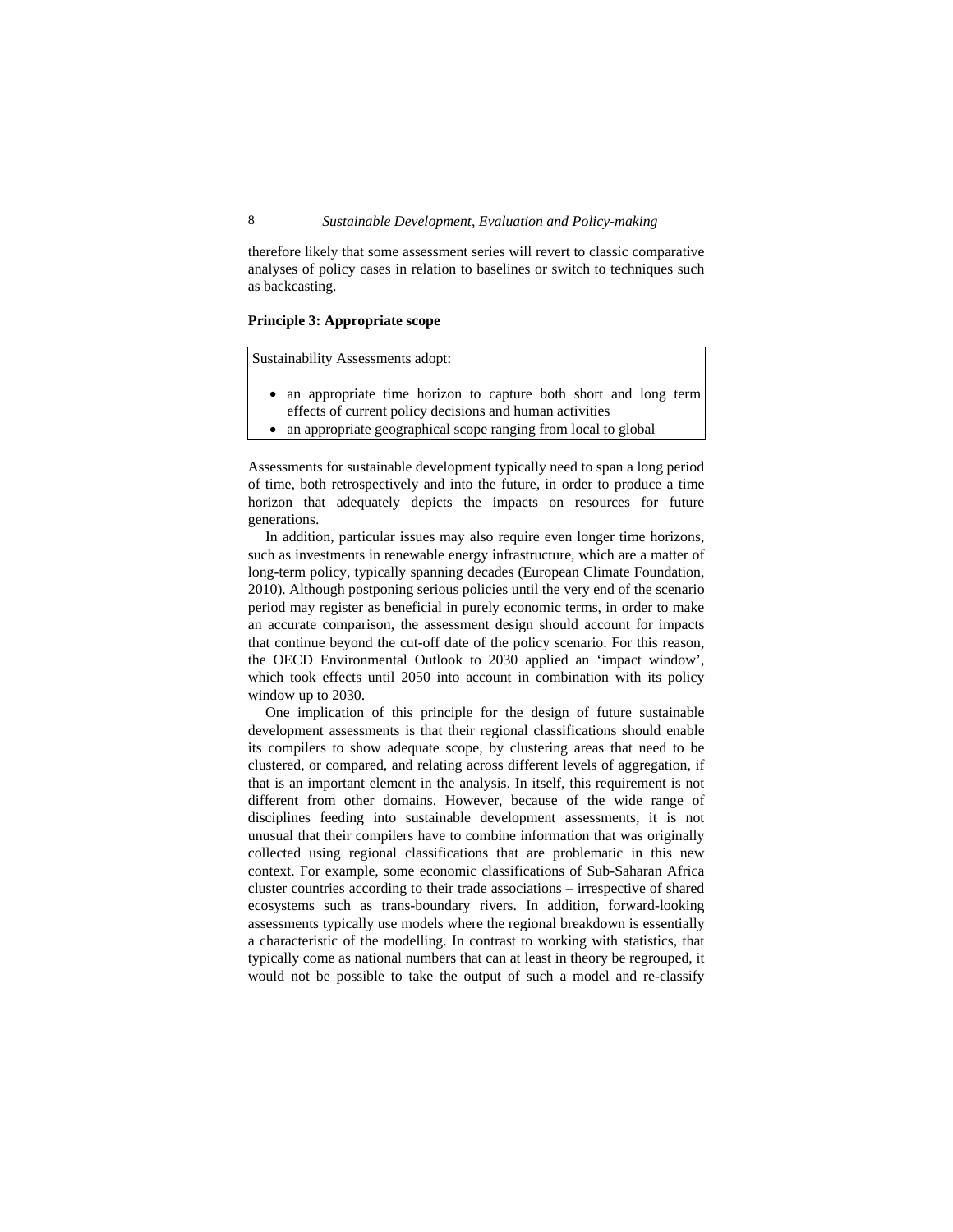therefore likely that some assessment series will revert to classic comparative analyses of policy cases in relation to baselines or switch to techniques such as backcasting.

**Principle 3: Appropriate scope**

> Sustainability Assessments adopt:
>
> - an appropriate time horizon to capture both short and long term effects of current policy decisions and human activities
> - an appropriate geographical scope ranging from local to global

Assessments for sustainable development typically need to span a long period of time, both retrospectively and into the future, in order to produce a time horizon that adequately depicts the impacts on resources for future generations.

In addition, particular issues may also require even longer time horizons, such as investments in renewable energy infrastructure, which are a matter of long-term policy, typically spanning decades (European Climate Foundation, 2010). Although postponing serious policies until the very end of the scenario period may register as beneficial in purely economic terms, in order to make an accurate comparison, the assessment design should account for impacts that continue beyond the cut-off date of the policy scenario. For this reason, the OECD Environmental Outlook to 2030 applied an 'impact window', which took effects until 2050 into account in combination with its policy window up to 2030.

One implication of this principle for the design of future sustainable development assessments is that their regional classifications should enable its compilers to show adequate scope, by clustering areas that need to be clustered, or compared, and relating across different levels of aggregation, if that is an important element in the analysis. In itself, this requirement is not different from other domains. However, because of the wide range of disciplines feeding into sustainable development assessments, it is not unusual that their compilers have to combine information that was originally collected using regional classifications that are problematic in this new context. For example, some economic classifications of Sub-Saharan Africa cluster countries according to their trade associations – irrespective of shared ecosystems such as trans-boundary rivers. In addition, forward-looking assessments typically use models where the regional breakdown is essentially a characteristic of the modelling. In contrast to working with statistics, that typically come as national numbers that can at least in theory be regrouped, it would not be possible to take the output of such a model and re-classify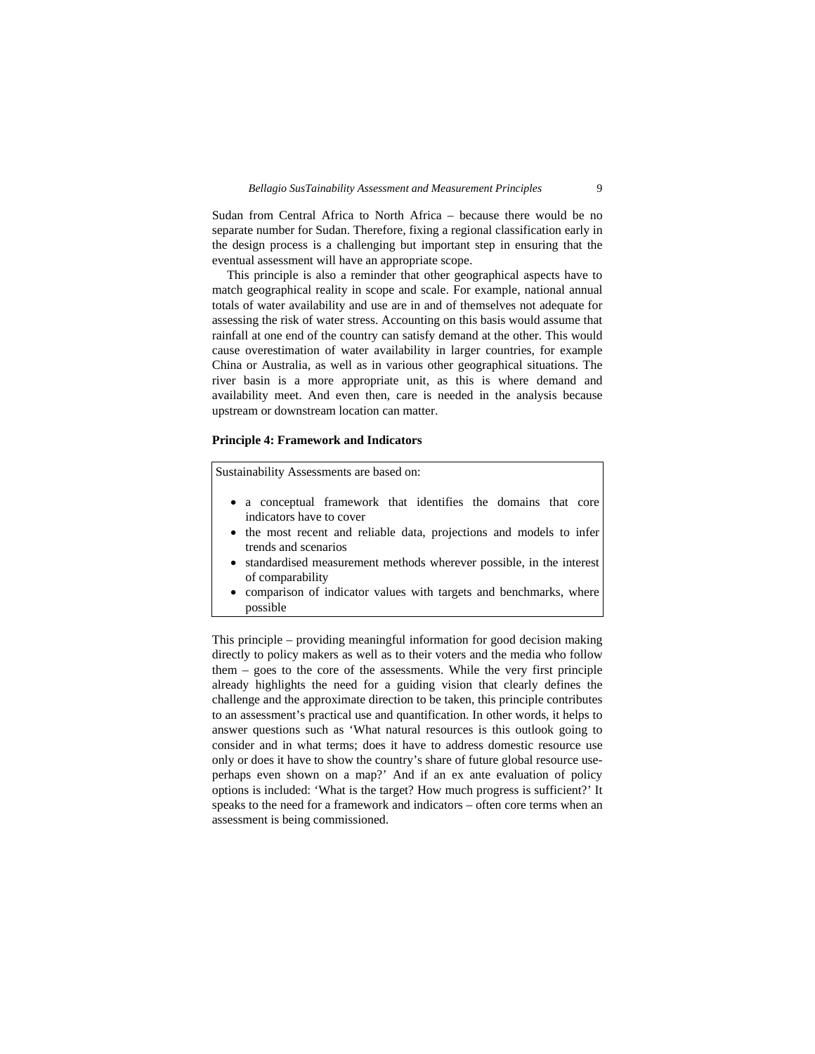Sudan from Central Africa to North Africa – because there would be no separate number for Sudan. Therefore, fixing a regional classification early in the design process is a challenging but important step in ensuring that the eventual assessment will have an appropriate scope.

This principle is also a reminder that other geographical aspects have to match geographical reality in scope and scale. For example, national annual totals of water availability and use are in and of themselves not adequate for assessing the risk of water stress. Accounting on this basis would assume that rainfall at one end of the country can satisfy demand at the other. This would cause overestimation of water availability in larger countries, for example China or Australia, as well as in various other geographical situations. The river basin is a more appropriate unit, as this is where demand and availability meet. And even then, care is needed in the analysis because upstream or downstream location can matter.

**Principle 4: Framework and Indicators**

Sustainability Assessments are based on:

- a conceptual framework that identifies the domains that core indicators have to cover
- the most recent and reliable data, projections and models to infer trends and scenarios
- standardised measurement methods wherever possible, in the interest of comparability
- comparison of indicator values with targets and benchmarks, where possible

This principle – providing meaningful information for good decision making directly to policy makers as well as to their voters and the media who follow them – goes to the core of the assessments. While the very first principle already highlights the need for a guiding vision that clearly defines the challenge and the approximate direction to be taken, this principle contributes to an assessment's practical use and quantification. In other words, it helps to answer questions such as 'What natural resources is this outlook going to consider and in what terms; does it have to address domestic resource use only or does it have to show the country's share of future global resource use-perhaps even shown on a map?' And if an ex ante evaluation of policy options is included: 'What is the target? How much progress is sufficient?' It speaks to the need for a framework and indicators – often core terms when an assessment is being commissioned.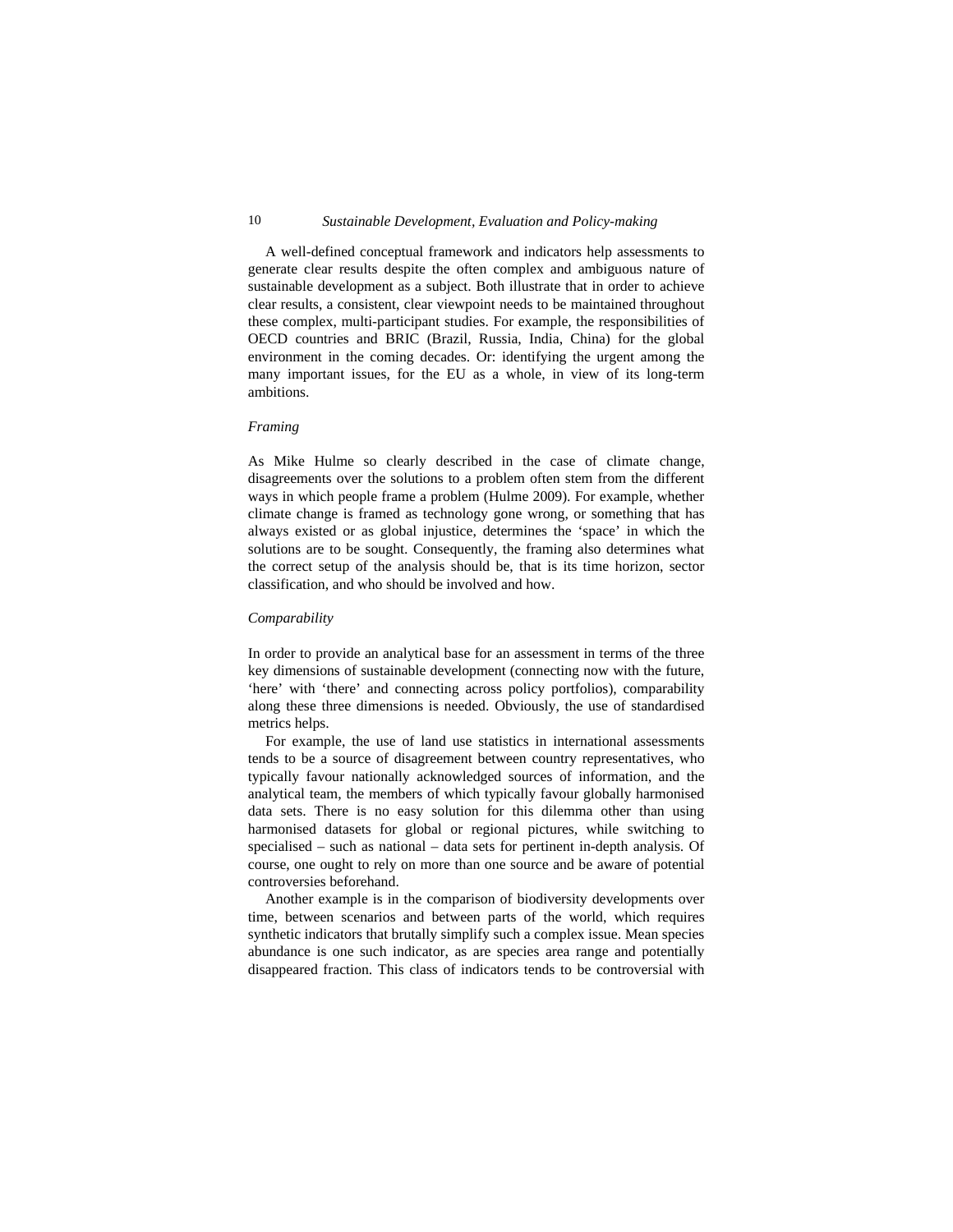A well-defined conceptual framework and indicators help assessments to generate clear results despite the often complex and ambiguous nature of sustainable development as a subject. Both illustrate that in order to achieve clear results, a consistent, clear viewpoint needs to be maintained throughout these complex, multi-participant studies. For example, the responsibilities of OECD countries and BRIC (Brazil, Russia, India, China) for the global environment in the coming decades. Or: identifying the urgent among the many important issues, for the EU as a whole, in view of its long-term ambitions.

### *Framing*

As Mike Hulme so clearly described in the case of climate change, disagreements over the solutions to a problem often stem from the different ways in which people frame a problem (Hulme 2009). For example, whether climate change is framed as technology gone wrong, or something that has always existed or as global injustice, determines the 'space' in which the solutions are to be sought. Consequently, the framing also determines what the correct setup of the analysis should be, that is its time horizon, sector classification, and who should be involved and how.

### *Comparability*

In order to provide an analytical base for an assessment in terms of the three key dimensions of sustainable development (connecting now with the future, 'here' with 'there' and connecting across policy portfolios), comparability along these three dimensions is needed. Obviously, the use of standardised metrics helps.

For example, the use of land use statistics in international assessments tends to be a source of disagreement between country representatives, who typically favour nationally acknowledged sources of information, and the analytical team, the members of which typically favour globally harmonised data sets. There is no easy solution for this dilemma other than using harmonised datasets for global or regional pictures, while switching to specialised – such as national – data sets for pertinent in-depth analysis. Of course, one ought to rely on more than one source and be aware of potential controversies beforehand.

Another example is in the comparison of biodiversity developments over time, between scenarios and between parts of the world, which requires synthetic indicators that brutally simplify such a complex issue. Mean species abundance is one such indicator, as are species area range and potentially disappeared fraction. This class of indicators tends to be controversial with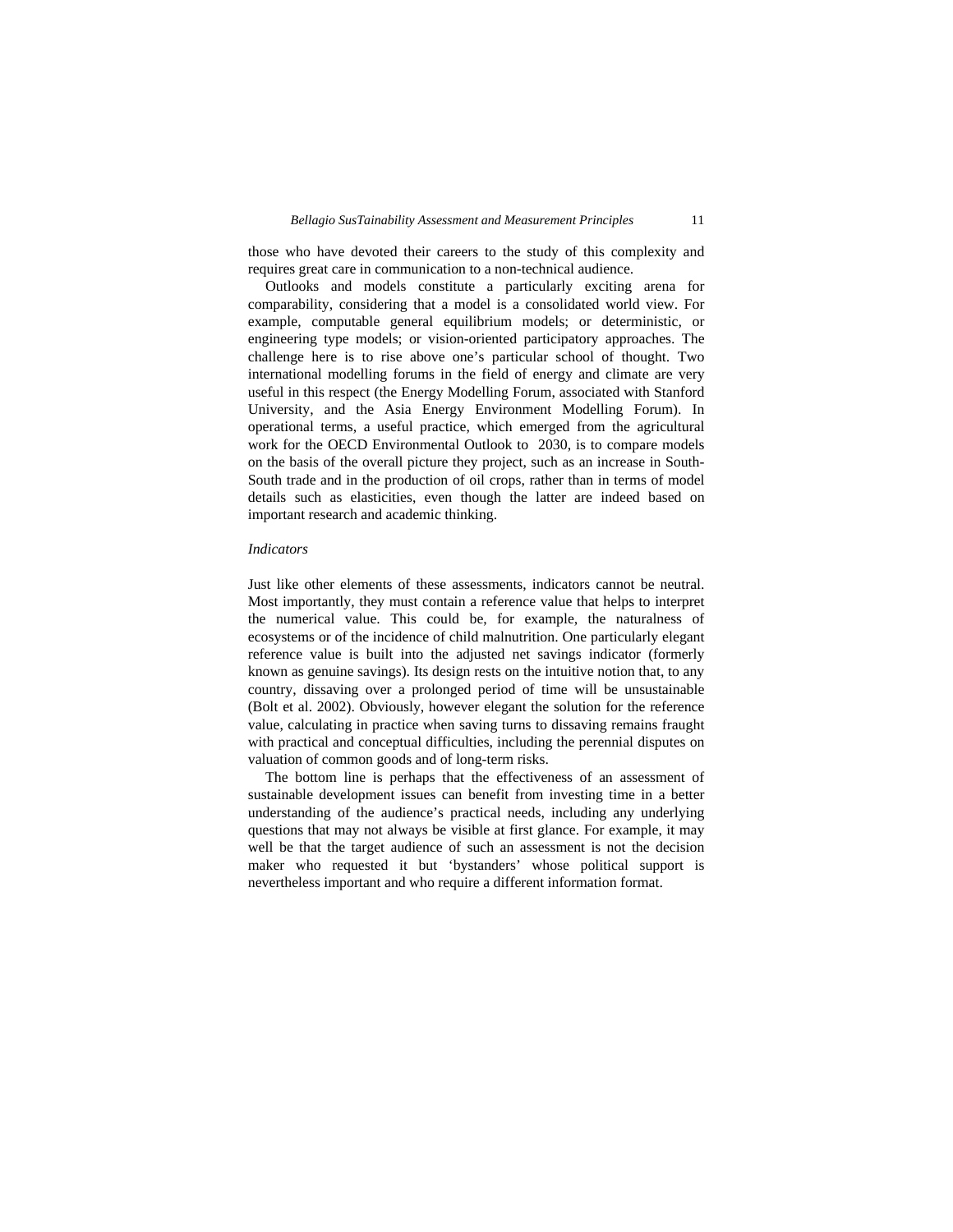those who have devoted their careers to the study of this complexity and requires great care in communication to a non-technical audience.

Outlooks and models constitute a particularly exciting arena for comparability, considering that a model is a consolidated world view. For example, computable general equilibrium models; or deterministic, or engineering type models; or vision-oriented participatory approaches. The challenge here is to rise above one's particular school of thought. Two international modelling forums in the field of energy and climate are very useful in this respect (the Energy Modelling Forum, associated with Stanford University, and the Asia Energy Environment Modelling Forum). In operational terms, a useful practice, which emerged from the agricultural work for the OECD Environmental Outlook to 2030, is to compare models on the basis of the overall picture they project, such as an increase in South-South trade and in the production of oil crops, rather than in terms of model details such as elasticities, even though the latter are indeed based on important research and academic thinking.

*Indicators*

Just like other elements of these assessments, indicators cannot be neutral. Most importantly, they must contain a reference value that helps to interpret the numerical value. This could be, for example, the naturalness of ecosystems or of the incidence of child malnutrition. One particularly elegant reference value is built into the adjusted net savings indicator (formerly known as genuine savings). Its design rests on the intuitive notion that, to any country, dissaving over a prolonged period of time will be unsustainable (Bolt et al. 2002). Obviously, however elegant the solution for the reference value, calculating in practice when saving turns to dissaving remains fraught with practical and conceptual difficulties, including the perennial disputes on valuation of common goods and of long-term risks.

The bottom line is perhaps that the effectiveness of an assessment of sustainable development issues can benefit from investing time in a better understanding of the audience's practical needs, including any underlying questions that may not always be visible at first glance. For example, it may well be that the target audience of such an assessment is not the decision maker who requested it but 'bystanders' whose political support is nevertheless important and who require a different information format.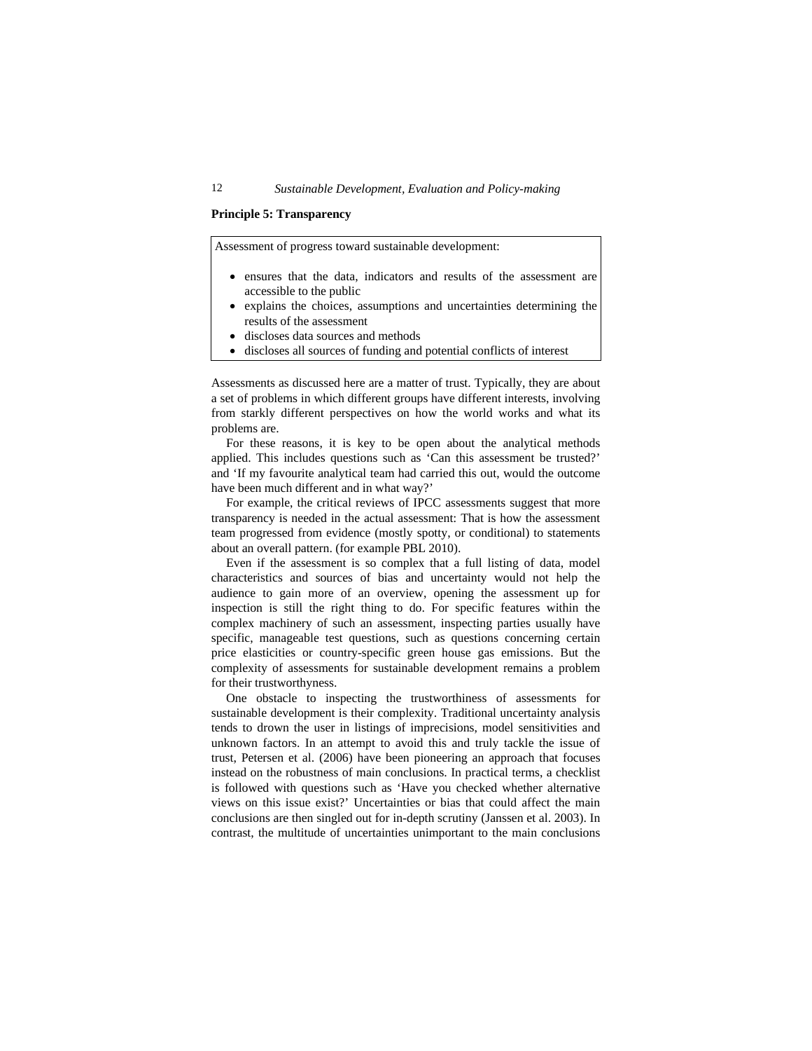**Principle 5: Transparency**

Assessment of progress toward sustainable development:

- ensures that the data, indicators and results of the assessment are accessible to the public
- explains the choices, assumptions and uncertainties determining the results of the assessment
- discloses data sources and methods
- discloses all sources of funding and potential conflicts of interest

Assessments as discussed here are a matter of trust. Typically, they are about a set of problems in which different groups have different interests, involving from starkly different perspectives on how the world works and what its problems are.

For these reasons, it is key to be open about the analytical methods applied. This includes questions such as 'Can this assessment be trusted?' and 'If my favourite analytical team had carried this out, would the outcome have been much different and in what way?'

For example, the critical reviews of IPCC assessments suggest that more transparency is needed in the actual assessment: That is how the assessment team progressed from evidence (mostly spotty, or conditional) to statements about an overall pattern. (for example PBL 2010).

Even if the assessment is so complex that a full listing of data, model characteristics and sources of bias and uncertainty would not help the audience to gain more of an overview, opening the assessment up for inspection is still the right thing to do. For specific features within the complex machinery of such an assessment, inspecting parties usually have specific, manageable test questions, such as questions concerning certain price elasticities or country-specific green house gas emissions. But the complexity of assessments for sustainable development remains a problem for their trustworthyness.

One obstacle to inspecting the trustworthiness of assessments for sustainable development is their complexity. Traditional uncertainty analysis tends to drown the user in listings of imprecisions, model sensitivities and unknown factors. In an attempt to avoid this and truly tackle the issue of trust, Petersen et al. (2006) have been pioneering an approach that focuses instead on the robustness of main conclusions. In practical terms, a checklist is followed with questions such as 'Have you checked whether alternative views on this issue exist?' Uncertainties or bias that could affect the main conclusions are then singled out for in-depth scrutiny (Janssen et al. 2003). In contrast, the multitude of uncertainties unimportant to the main conclusions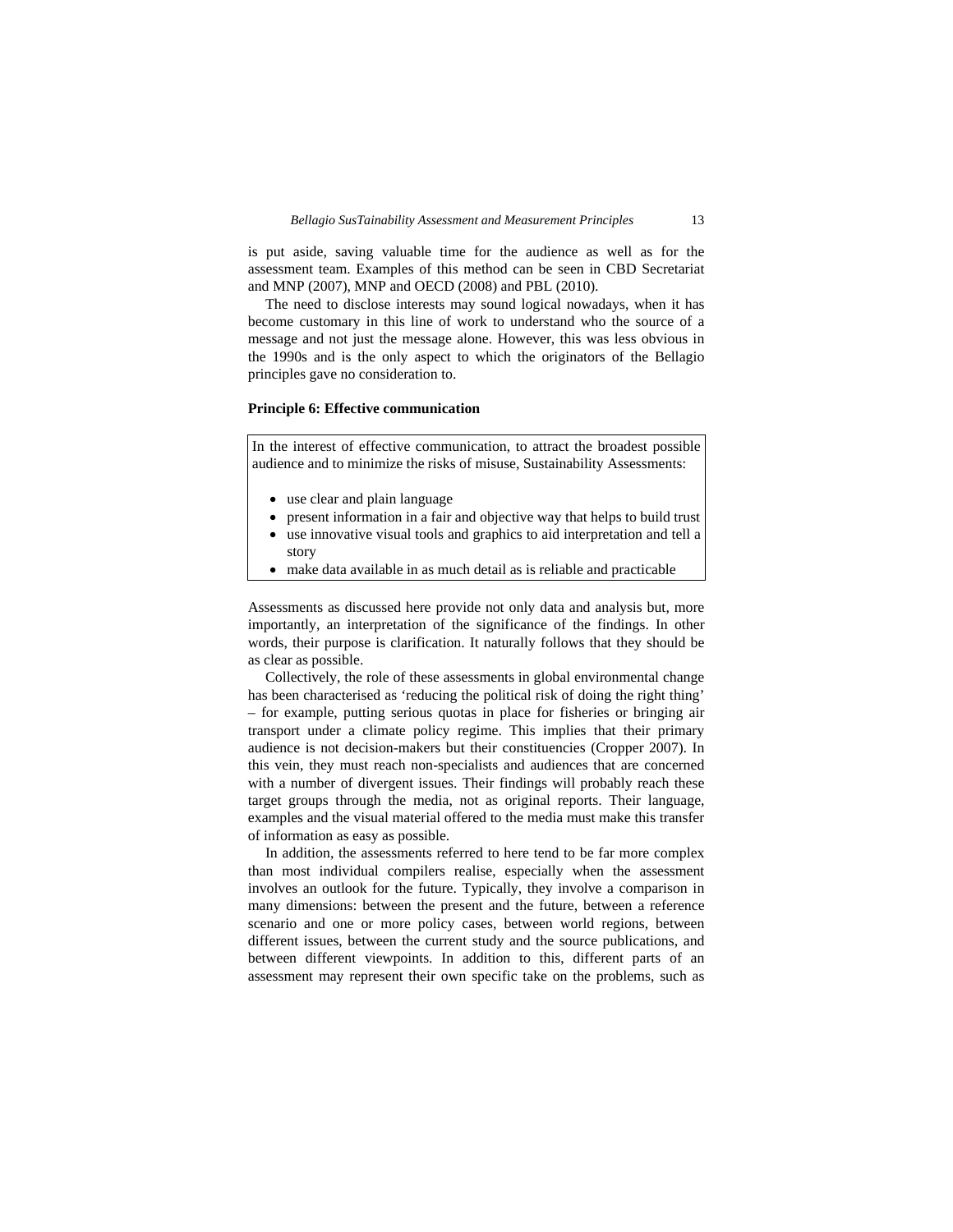is put aside, saving valuable time for the audience as well as for the assessment team. Examples of this method can be seen in CBD Secretariat and MNP (2007), MNP and OECD (2008) and PBL (2010).

The need to disclose interests may sound logical nowadays, when it has become customary in this line of work to understand who the source of a message and not just the message alone. However, this was less obvious in the 1990s and is the only aspect to which the originators of the Bellagio principles gave no consideration to.

**Principle 6: Effective communication**

In the interest of effective communication, to attract the broadest possible audience and to minimize the risks of misuse, Sustainability Assessments:

- use clear and plain language
- present information in a fair and objective way that helps to build trust
- use innovative visual tools and graphics to aid interpretation and tell a story
- make data available in as much detail as is reliable and practicable

Assessments as discussed here provide not only data and analysis but, more importantly, an interpretation of the significance of the findings. In other words, their purpose is clarification. It naturally follows that they should be as clear as possible.

Collectively, the role of these assessments in global environmental change has been characterised as 'reducing the political risk of doing the right thing' – for example, putting serious quotas in place for fisheries or bringing air transport under a climate policy regime. This implies that their primary audience is not decision-makers but their constituencies (Cropper 2007). In this vein, they must reach non-specialists and audiences that are concerned with a number of divergent issues. Their findings will probably reach these target groups through the media, not as original reports. Their language, examples and the visual material offered to the media must make this transfer of information as easy as possible.

In addition, the assessments referred to here tend to be far more complex than most individual compilers realise, especially when the assessment involves an outlook for the future. Typically, they involve a comparison in many dimensions: between the present and the future, between a reference scenario and one or more policy cases, between world regions, between different issues, between the current study and the source publications, and between different viewpoints. In addition to this, different parts of an assessment may represent their own specific take on the problems, such as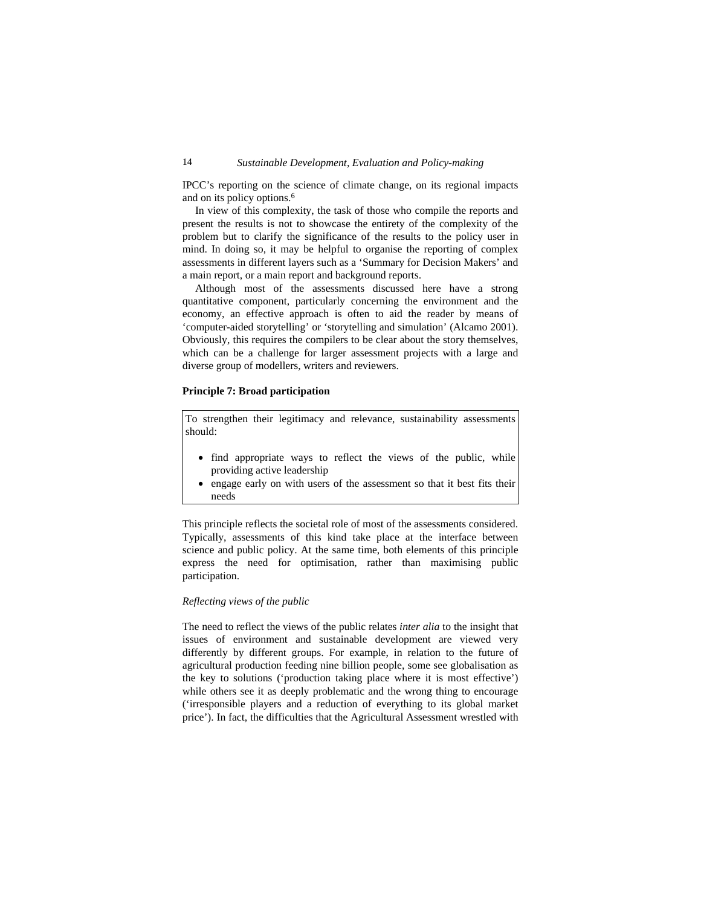IPCC's reporting on the science of climate change, on its regional impacts and on its policy options.[6]

In view of this complexity, the task of those who compile the reports and present the results is not to showcase the entirety of the complexity of the problem but to clarify the significance of the results to the policy user in mind. In doing so, it may be helpful to organise the reporting of complex assessments in different layers such as a 'Summary for Decision Makers' and a main report, or a main report and background reports.

Although most of the assessments discussed here have a strong quantitative component, particularly concerning the environment and the economy, an effective approach is often to aid the reader by means of 'computer-aided storytelling' or 'storytelling and simulation' (Alcamo 2001). Obviously, this requires the compilers to be clear about the story themselves, which can be a challenge for larger assessment projects with a large and diverse group of modellers, writers and reviewers.

**Principle 7: Broad participation**

> To strengthen their legitimacy and relevance, sustainability assessments should:
>
> - find appropriate ways to reflect the views of the public, while providing active leadership
> - engage early on with users of the assessment so that it best fits their needs

This principle reflects the societal role of most of the assessments considered. Typically, assessments of this kind take place at the interface between science and public policy. At the same time, both elements of this principle express the need for optimisation, rather than maximising public participation.

*Reflecting views of the public*

The need to reflect the views of the public relates *inter alia* to the insight that issues of environment and sustainable development are viewed very differently by different groups. For example, in relation to the future of agricultural production feeding nine billion people, some see globalisation as the key to solutions ('production taking place where it is most effective') while others see it as deeply problematic and the wrong thing to encourage ('irresponsible players and a reduction of everything to its global market price'). In fact, the difficulties that the Agricultural Assessment wrestled with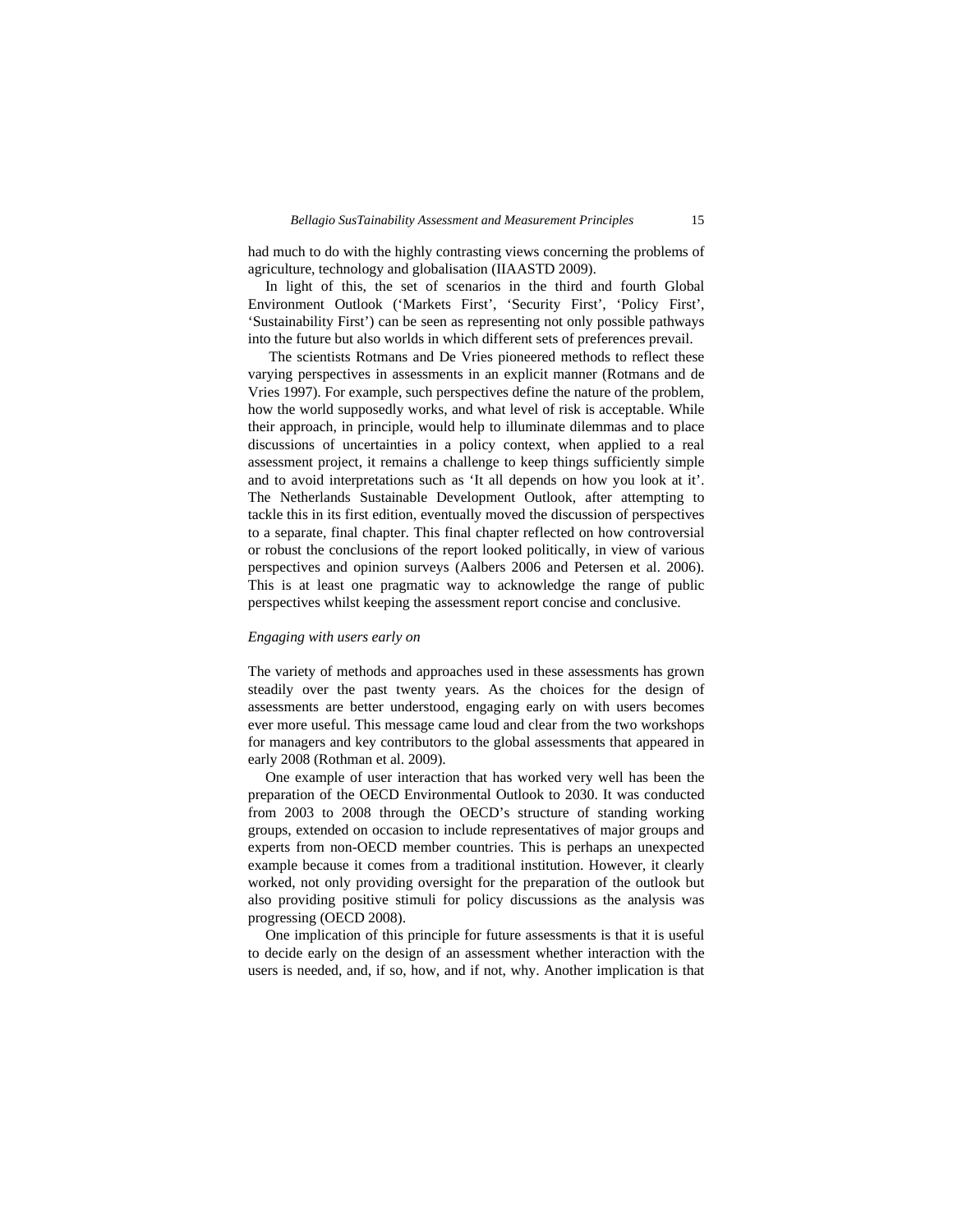had much to do with the highly contrasting views concerning the problems of agriculture, technology and globalisation (IIAASTD 2009).

In light of this, the set of scenarios in the third and fourth Global Environment Outlook ('Markets First', 'Security First', 'Policy First', 'Sustainability First') can be seen as representing not only possible pathways into the future but also worlds in which different sets of preferences prevail.

The scientists Rotmans and De Vries pioneered methods to reflect these varying perspectives in assessments in an explicit manner (Rotmans and de Vries 1997). For example, such perspectives define the nature of the problem, how the world supposedly works, and what level of risk is acceptable. While their approach, in principle, would help to illuminate dilemmas and to place discussions of uncertainties in a policy context, when applied to a real assessment project, it remains a challenge to keep things sufficiently simple and to avoid interpretations such as 'It all depends on how you look at it'. The Netherlands Sustainable Development Outlook, after attempting to tackle this in its first edition, eventually moved the discussion of perspectives to a separate, final chapter. This final chapter reflected on how controversial or robust the conclusions of the report looked politically, in view of various perspectives and opinion surveys (Aalbers 2006 and Petersen et al. 2006). This is at least one pragmatic way to acknowledge the range of public perspectives whilst keeping the assessment report concise and conclusive.

*Engaging with users early on*

The variety of methods and approaches used in these assessments has grown steadily over the past twenty years. As the choices for the design of assessments are better understood, engaging early on with users becomes ever more useful. This message came loud and clear from the two workshops for managers and key contributors to the global assessments that appeared in early 2008 (Rothman et al. 2009).

One example of user interaction that has worked very well has been the preparation of the OECD Environmental Outlook to 2030. It was conducted from 2003 to 2008 through the OECD's structure of standing working groups, extended on occasion to include representatives of major groups and experts from non-OECD member countries. This is perhaps an unexpected example because it comes from a traditional institution. However, it clearly worked, not only providing oversight for the preparation of the outlook but also providing positive stimuli for policy discussions as the analysis was progressing (OECD 2008).

One implication of this principle for future assessments is that it is useful to decide early on the design of an assessment whether interaction with the users is needed, and, if so, how, and if not, why. Another implication is that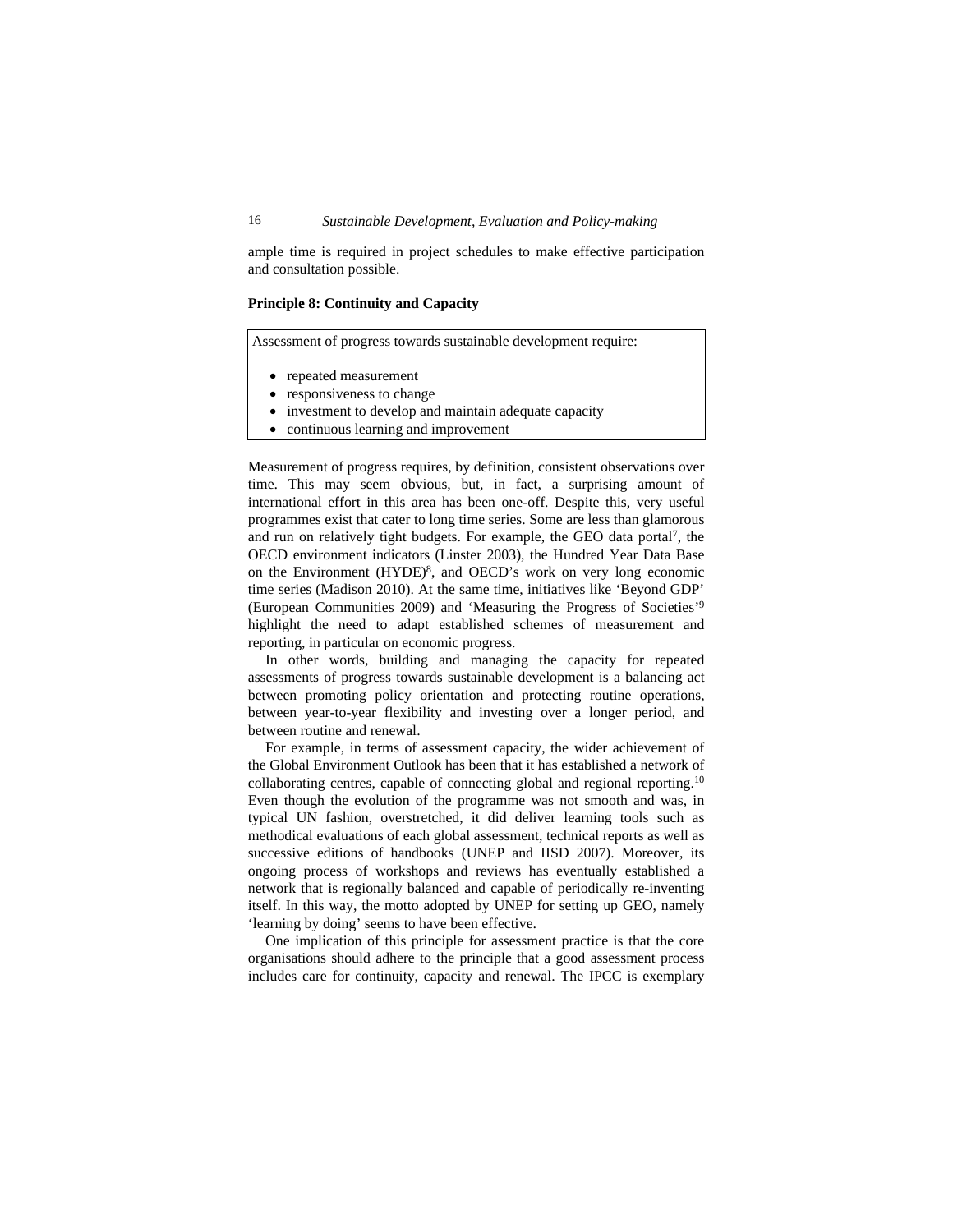ample time is required in project schedules to make effective participation and consultation possible.

**Principle 8: Continuity and Capacity**

Assessment of progress towards sustainable development require:

- repeated measurement
- responsiveness to change
- investment to develop and maintain adequate capacity
- continuous learning and improvement

Measurement of progress requires, by definition, consistent observations over time. This may seem obvious, but, in fact, a surprising amount of international effort in this area has been one-off. Despite this, very useful programmes exist that cater to long time series. Some are less than glamorous and run on relatively tight budgets. For example, the GEO data portal[7], the OECD environment indicators (Linster 2003), the Hundred Year Data Base on the Environment (HYDE)[8], and OECD's work on very long economic time series (Madison 2010). At the same time, initiatives like 'Beyond GDP' (European Communities 2009) and 'Measuring the Progress of Societies'[9] highlight the need to adapt established schemes of measurement and reporting, in particular on economic progress.

In other words, building and managing the capacity for repeated assessments of progress towards sustainable development is a balancing act between promoting policy orientation and protecting routine operations, between year-to-year flexibility and investing over a longer period, and between routine and renewal.

For example, in terms of assessment capacity, the wider achievement of the Global Environment Outlook has been that it has established a network of collaborating centres, capable of connecting global and regional reporting.[10] Even though the evolution of the programme was not smooth and was, in typical UN fashion, overstretched, it did deliver learning tools such as methodical evaluations of each global assessment, technical reports as well as successive editions of handbooks (UNEP and IISD 2007). Moreover, its ongoing process of workshops and reviews has eventually established a network that is regionally balanced and capable of periodically re-inventing itself. In this way, the motto adopted by UNEP for setting up GEO, namely 'learning by doing' seems to have been effective.

One implication of this principle for assessment practice is that the core organisations should adhere to the principle that a good assessment process includes care for continuity, capacity and renewal. The IPCC is exemplary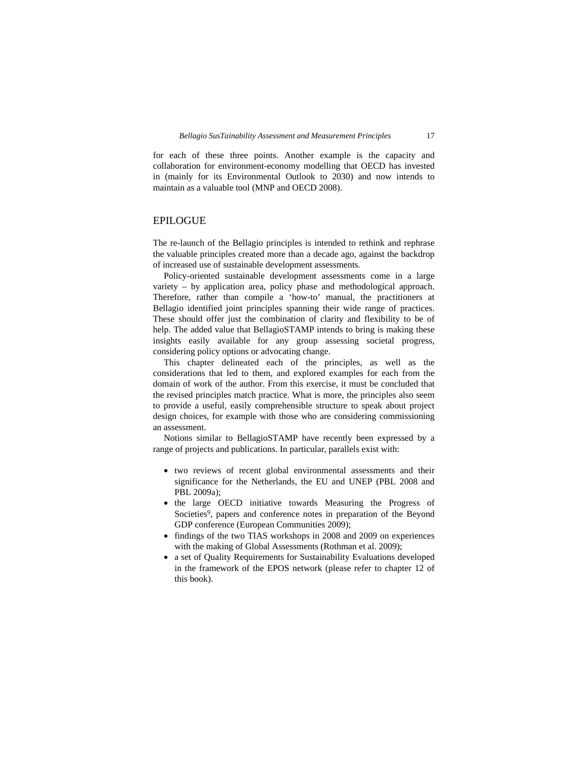for each of these three points. Another example is the capacity and collaboration for environment-economy modelling that OECD has invested in (mainly for its Environmental Outlook to 2030) and now intends to maintain as a valuable tool (MNP and OECD 2008).

## EPILOGUE

The re-launch of the Bellagio principles is intended to rethink and rephrase the valuable principles created more than a decade ago, against the backdrop of increased use of sustainable development assessments.

Policy-oriented sustainable development assessments come in a large variety – by application area, policy phase and methodological approach. Therefore, rather than compile a 'how-to' manual, the practitioners at Bellagio identified joint principles spanning their wide range of practices. These should offer just the combination of clarity and flexibility to be of help. The added value that BellagioSTAMP intends to bring is making these insights easily available for any group assessing societal progress, considering policy options or advocating change.

This chapter delineated each of the principles, as well as the considerations that led to them, and explored examples for each from the domain of work of the author. From this exercise, it must be concluded that the revised principles match practice. What is more, the principles also seem to provide a useful, easily comprehensible structure to speak about project design choices, for example with those who are considering commissioning an assessment.

Notions similar to BellagioSTAMP have recently been expressed by a range of projects and publications. In particular, parallels exist with:

- two reviews of recent global environmental assessments and their significance for the Netherlands, the EU and UNEP (PBL 2008 and PBL 2009a);
- the large OECD initiative towards Measuring the Progress of Societies[9], papers and conference notes in preparation of the Beyond GDP conference (European Communities 2009);
- findings of the two TIAS workshops in 2008 and 2009 on experiences with the making of Global Assessments (Rothman et al. 2009);
- a set of Quality Requirements for Sustainability Evaluations developed in the framework of the EPOS network (please refer to chapter 12 of this book).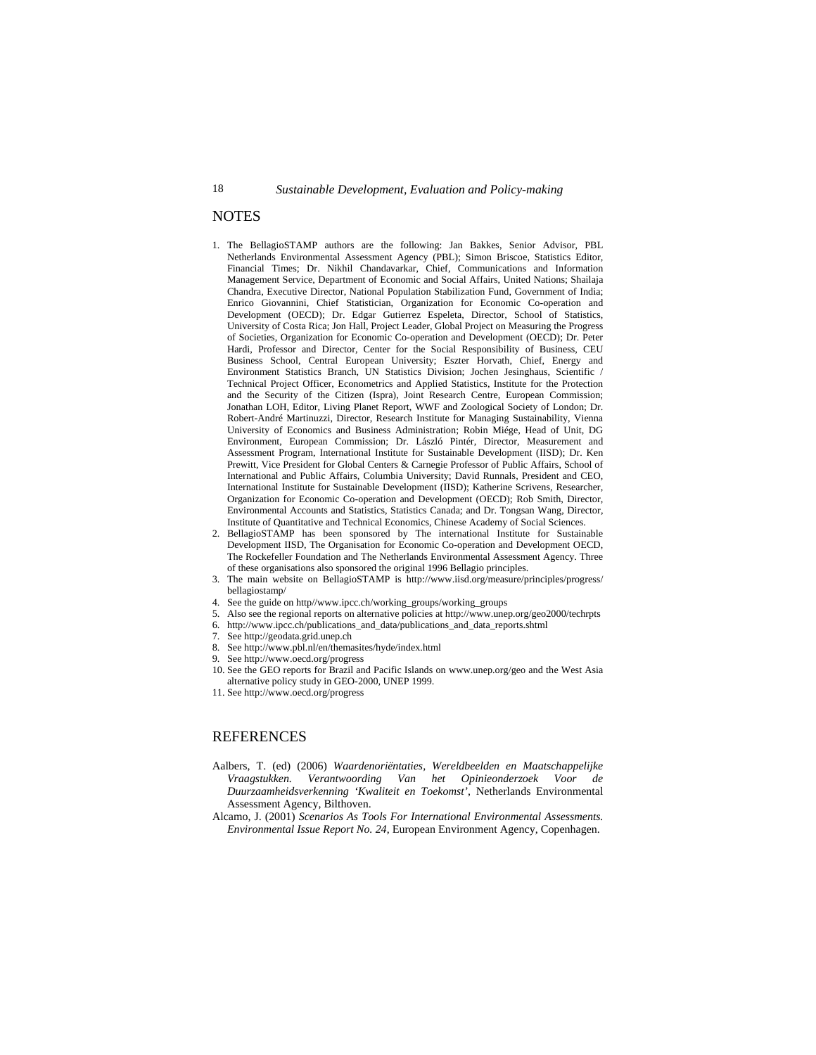## NOTES

1. The BellagioSTAMP authors are the following: Jan Bakkes, Senior Advisor, PBL Netherlands Environmental Assessment Agency (PBL); Simon Briscoe, Statistics Editor, Financial Times; Dr. Nikhil Chandavarkar, Chief, Communications and Information Management Service, Department of Economic and Social Affairs, United Nations; Shailaja Chandra, Executive Director, National Population Stabilization Fund, Government of India; Enrico Giovannini, Chief Statistician, Organization for Economic Co-operation and Development (OECD); Dr. Edgar Gutierrez Espeleta, Director, School of Statistics, University of Costa Rica; Jon Hall, Project Leader, Global Project on Measuring the Progress of Societies, Organization for Economic Co-operation and Development (OECD); Dr. Peter Hardi, Professor and Director, Center for the Social Responsibility of Business, CEU Business School, Central European University; Eszter Horvath, Chief, Energy and Environment Statistics Branch, UN Statistics Division; Jochen Jesinghaus, Scientific / Technical Project Officer, Econometrics and Applied Statistics, Institute for the Protection and the Security of the Citizen (Ispra), Joint Research Centre, European Commission; Jonathan LOH, Editor, Living Planet Report, WWF and Zoological Society of London; Dr. Robert-André Martinuzzi, Director, Research Institute for Managing Sustainability, Vienna University of Economics and Business Administration; Robin Miége, Head of Unit, DG Environment, European Commission; Dr. László Pintér, Director, Measurement and Assessment Program, International Institute for Sustainable Development (IISD); Dr. Ken Prewitt, Vice President for Global Centers & Carnegie Professor of Public Affairs, School of International and Public Affairs, Columbia University; David Runnals, President and CEO, International Institute for Sustainable Development (IISD); Katherine Scrivens, Researcher, Organization for Economic Co-operation and Development (OECD); Rob Smith, Director, Environmental Accounts and Statistics, Statistics Canada; and Dr. Tongsan Wang, Director, Institute of Quantitative and Technical Economics, Chinese Academy of Social Sciences.
2. BellagioSTAMP has been sponsored by The international Institute for Sustainable Development IISD, The Organisation for Economic Co-operation and Development OECD, The Rockefeller Foundation and The Netherlands Environmental Assessment Agency. Three of these organisations also sponsored the original 1996 Bellagio principles.
3. The main website on BellagioSTAMP is http://www.iisd.org/measure/principles/progress/bellagiostamp/
4. See the guide on http//www.ipcc.ch/working_groups/working_groups
5. Also see the regional reports on alternative policies at http://www.unep.org/geo2000/techrpts
6. http://www.ipcc.ch/publications_and_data/publications_and_data_reports.shtml
7. See http://geodata.grid.unep.ch
8. See http://www.pbl.nl/en/themasites/hyde/index.html
9. See http://www.oecd.org/progress
10. See the GEO reports for Brazil and Pacific Islands on www.unep.org/geo and the West Asia alternative policy study in GEO-2000, UNEP 1999.
11. See http://www.oecd.org/progress

## REFERENCES

Aalbers, T. (ed) (2006) *Waardenoriëntaties, Wereldbeelden en Maatschappelijke Vraagstukken. Verantwoording Van het Opinieonderzoek Voor de Duurzaamheidsverkenning 'Kwaliteit en Toekomst'*, Netherlands Environmental Assessment Agency, Bilthoven.

Alcamo, J. (2001) *Scenarios As Tools For International Environmental Assessments. Environmental Issue Report No. 24*, European Environment Agency, Copenhagen.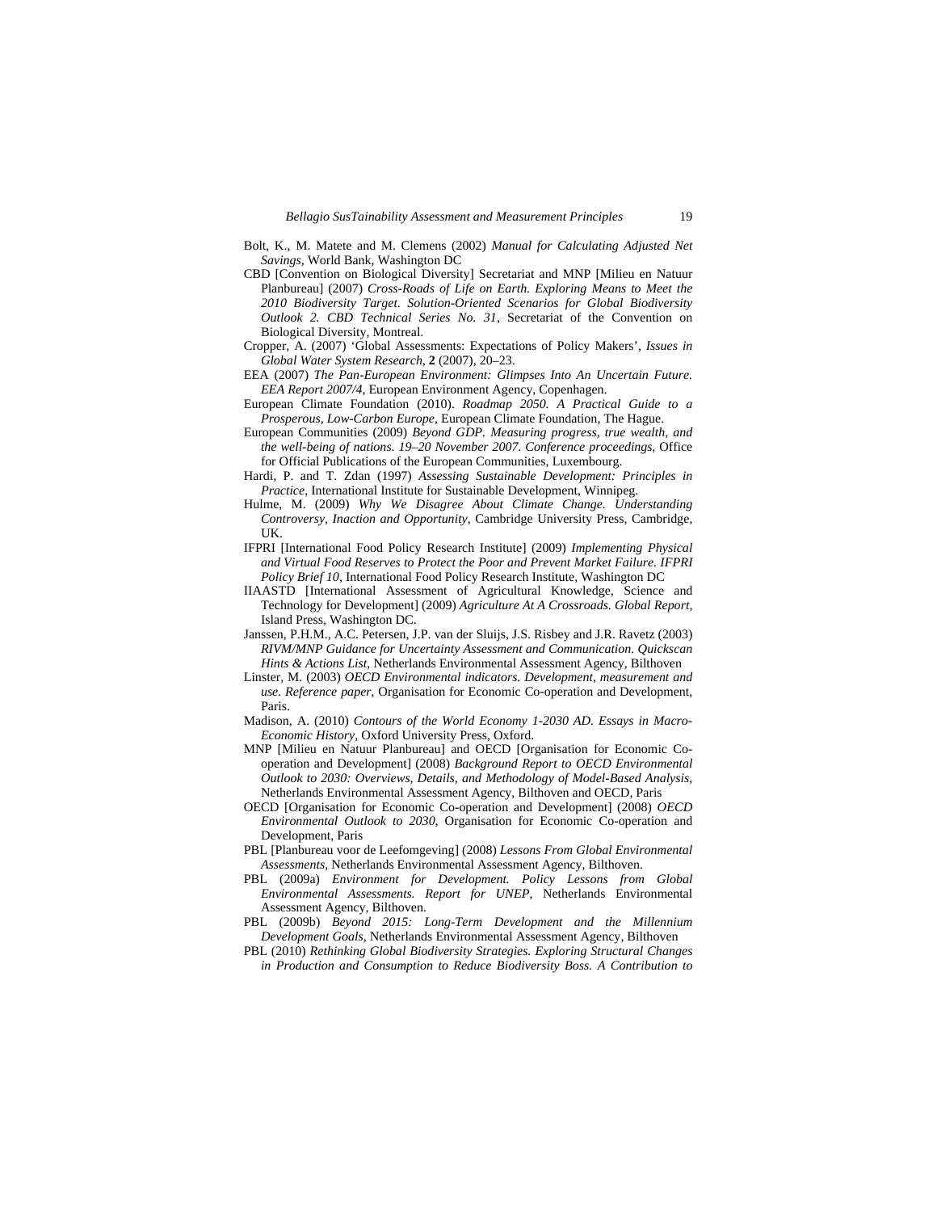Bolt, K., M. Matete and M. Clemens (2002) *Manual for Calculating Adjusted Net Savings*, World Bank, Washington DC

CBD [Convention on Biological Diversity] Secretariat and MNP [Milieu en Natuur Planbureau] (2007) *Cross-Roads of Life on Earth. Exploring Means to Meet the 2010 Biodiversity Target. Solution-Oriented Scenarios for Global Biodiversity Outlook 2. CBD Technical Series No. 31*, Secretariat of the Convention on Biological Diversity, Montreal.

Cropper, A. (2007) 'Global Assessments: Expectations of Policy Makers', *Issues in Global Water System Research*, **2** (2007), 20–23.

EEA (2007) *The Pan-European Environment: Glimpses Into An Uncertain Future. EEA Report 2007/4*, European Environment Agency, Copenhagen.

European Climate Foundation (2010). *Roadmap 2050. A Practical Guide to a Prosperous, Low-Carbon Europe*, European Climate Foundation, The Hague.

European Communities (2009) *Beyond GDP. Measuring progress, true wealth, and the well-being of nations. 19–20 November 2007. Conference proceedings*, Office for Official Publications of the European Communities, Luxembourg.

Hardi, P. and T. Zdan (1997) *Assessing Sustainable Development: Principles in Practice*, International Institute for Sustainable Development, Winnipeg.

Hulme, M. (2009) *Why We Disagree About Climate Change. Understanding Controversy, Inaction and Opportunity*, Cambridge University Press, Cambridge, UK.

IFPRI [International Food Policy Research Institute] (2009) *Implementing Physical and Virtual Food Reserves to Protect the Poor and Prevent Market Failure. IFPRI Policy Brief 10*, International Food Policy Research Institute, Washington DC

IIAASTD [International Assessment of Agricultural Knowledge, Science and Technology for Development] (2009) *Agriculture At A Crossroads. Global Report*, Island Press, Washington DC.

Janssen, P.H.M., A.C. Petersen, J.P. van der Sluijs, J.S. Risbey and J.R. Ravetz (2003) *RIVM/MNP Guidance for Uncertainty Assessment and Communication. Quickscan Hints & Actions List*, Netherlands Environmental Assessment Agency, Bilthoven

Linster, M. (2003) *OECD Environmental indicators. Development, measurement and use. Reference paper*, Organisation for Economic Co-operation and Development, Paris.

Madison, A. (2010) *Contours of the World Economy 1-2030 AD. Essays in Macro-Economic History*, Oxford University Press, Oxford.

MNP [Milieu en Natuur Planbureau] and OECD [Organisation for Economic Co-operation and Development] (2008) *Background Report to OECD Environmental Outlook to 2030: Overviews, Details, and Methodology of Model-Based Analysis*, Netherlands Environmental Assessment Agency, Bilthoven and OECD, Paris

OECD [Organisation for Economic Co-operation and Development] (2008) *OECD Environmental Outlook to 2030*, Organisation for Economic Co-operation and Development, Paris

PBL [Planbureau voor de Leefomgeving] (2008) *Lessons From Global Environmental Assessments*, Netherlands Environmental Assessment Agency, Bilthoven.

PBL (2009a) *Environment for Development. Policy Lessons from Global Environmental Assessments. Report for UNEP*, Netherlands Environmental Assessment Agency, Bilthoven.

PBL (2009b) *Beyond 2015: Long-Term Development and the Millennium Development Goals*, Netherlands Environmental Assessment Agency, Bilthoven

PBL (2010) *Rethinking Global Biodiversity Strategies. Exploring Structural Changes in Production and Consumption to Reduce Biodiversity Boss. A Contribution to*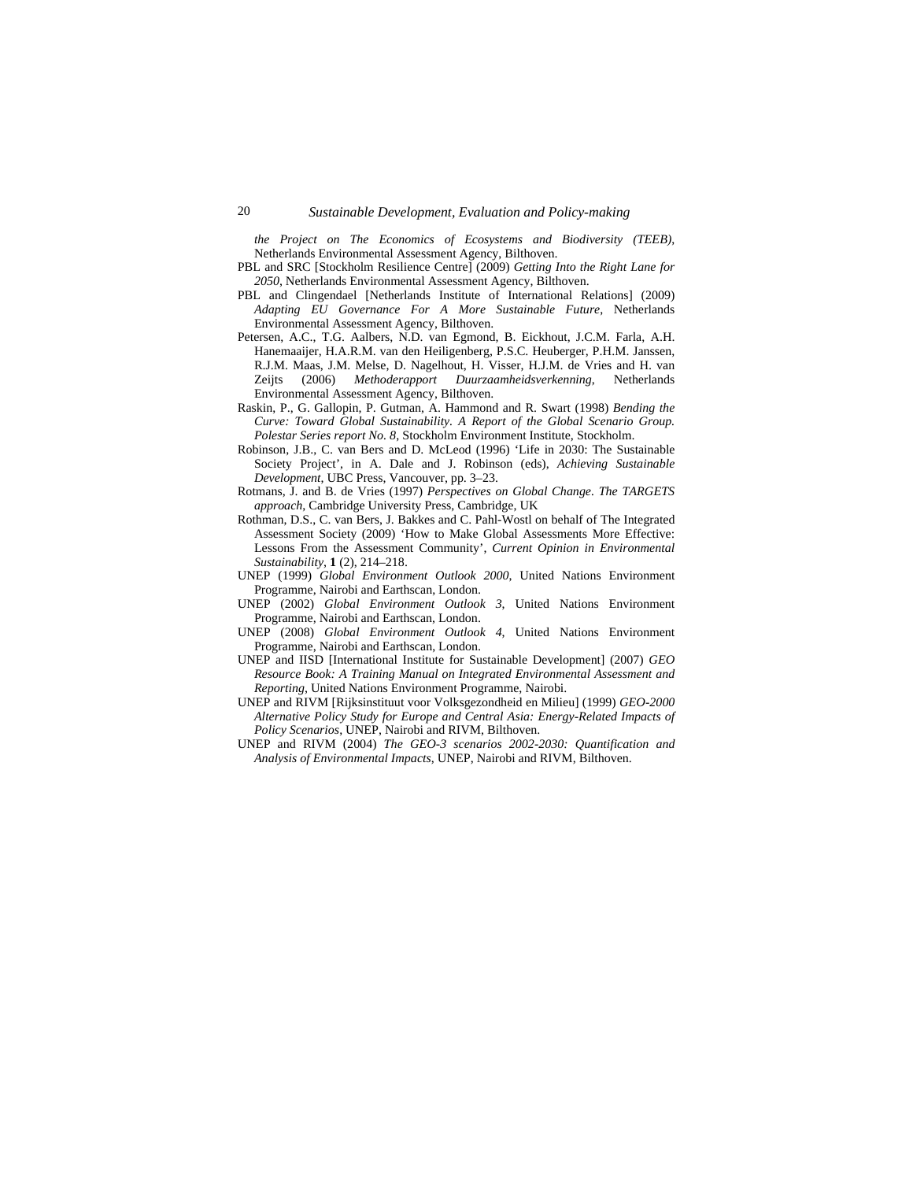*the Project on The Economics of Ecosystems and Biodiversity (TEEB)*, Netherlands Environmental Assessment Agency, Bilthoven.

PBL and SRC [Stockholm Resilience Centre] (2009) *Getting Into the Right Lane for 2050*, Netherlands Environmental Assessment Agency, Bilthoven.

PBL and Clingendael [Netherlands Institute of International Relations] (2009) *Adapting EU Governance For A More Sustainable Future*, Netherlands Environmental Assessment Agency, Bilthoven.

Petersen, A.C., T.G. Aalbers, N.D. van Egmond, B. Eickhout, J.C.M. Farla, A.H. Hanemaaijer, H.A.R.M. van den Heiligenberg, P.S.C. Heuberger, P.H.M. Janssen, R.J.M. Maas, J.M. Melse, D. Nagelhout, H. Visser, H.J.M. de Vries and H. van Zeijts (2006) *Methoderapport Duurzaamheidsverkenning*, Netherlands Environmental Assessment Agency, Bilthoven.

Raskin, P., G. Gallopin, P. Gutman, A. Hammond and R. Swart (1998) *Bending the Curve: Toward Global Sustainability. A Report of the Global Scenario Group. Polestar Series report No. 8*, Stockholm Environment Institute, Stockholm.

Robinson, J.B., C. van Bers and D. McLeod (1996) 'Life in 2030: The Sustainable Society Project', in A. Dale and J. Robinson (eds), *Achieving Sustainable Development*, UBC Press, Vancouver, pp. 3–23.

Rotmans, J. and B. de Vries (1997) *Perspectives on Global Change. The TARGETS approach*, Cambridge University Press, Cambridge, UK

Rothman, D.S., C. van Bers, J. Bakkes and C. Pahl-Wostl on behalf of The Integrated Assessment Society (2009) 'How to Make Global Assessments More Effective: Lessons From the Assessment Community', *Current Opinion in Environmental Sustainability*, **1** (2), 214–218.

UNEP (1999) *Global Environment Outlook 2000*, United Nations Environment Programme, Nairobi and Earthscan, London.

UNEP (2002) *Global Environment Outlook 3*, United Nations Environment Programme, Nairobi and Earthscan, London.

UNEP (2008) *Global Environment Outlook 4*, United Nations Environment Programme, Nairobi and Earthscan, London.

UNEP and IISD [International Institute for Sustainable Development] (2007) *GEO Resource Book: A Training Manual on Integrated Environmental Assessment and Reporting*, United Nations Environment Programme, Nairobi.

UNEP and RIVM [Rijksinstituut voor Volksgezondheid en Milieu] (1999) *GEO-2000 Alternative Policy Study for Europe and Central Asia: Energy-Related Impacts of Policy Scenarios*, UNEP, Nairobi and RIVM, Bilthoven.

UNEP and RIVM (2004) *The GEO-3 scenarios 2002-2030: Quantification and Analysis of Environmental Impacts*, UNEP, Nairobi and RIVM, Bilthoven.